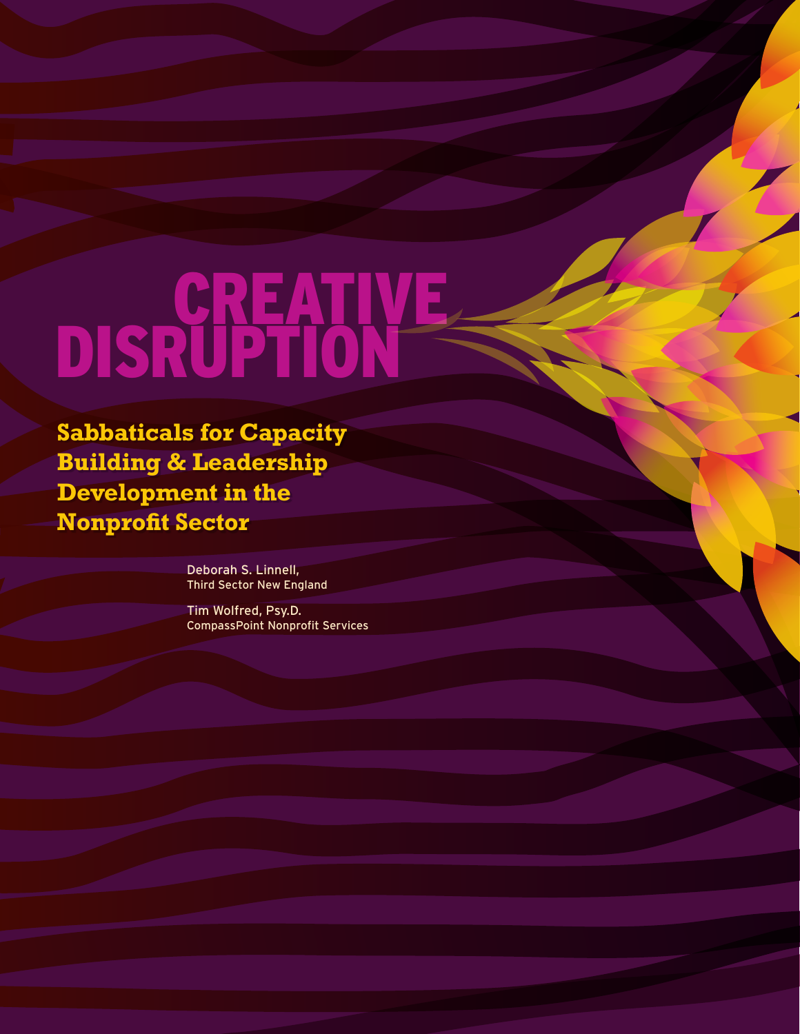# CREATIVE DISRUPTION

## Sabbaticals for Capacity Building & Leadership Development in the Nonprofit Sector

Deborah S. Linnell,
Third Sector New England

Tim Wolfred, Psy.D.
CompassPoint Nonprofit Services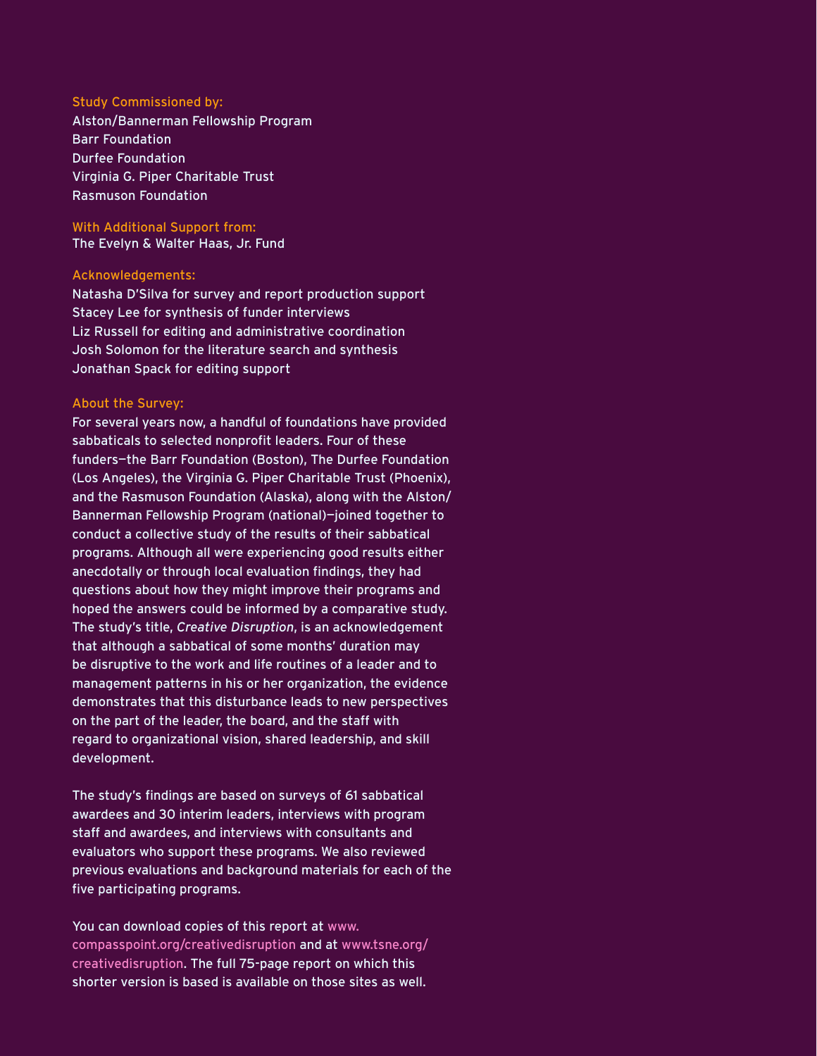### Study Commissioned by:

Alston/Bannerman Fellowship Program
Barr Foundation
Durfee Foundation
Virginia G. Piper Charitable Trust
Rasmuson Foundation

### With Additional Support from:

The Evelyn & Walter Haas, Jr. Fund

### Acknowledgements:

Natasha D'Silva for survey and report production support
Stacey Lee for synthesis of funder interviews
Liz Russell for editing and administrative coordination
Josh Solomon for the literature search and synthesis
Jonathan Spack for editing support

### About the Survey:

For several years now, a handful of foundations have provided sabbaticals to selected nonprofit leaders. Four of these funders—the Barr Foundation (Boston), The Durfee Foundation (Los Angeles), the Virginia G. Piper Charitable Trust (Phoenix), and the Rasmuson Foundation (Alaska), along with the Alston/Bannerman Fellowship Program (national)—joined together to conduct a collective study of the results of their sabbatical programs. Although all were experiencing good results either anecdotally or through local evaluation findings, they had questions about how they might improve their programs and hoped the answers could be informed by a comparative study. The study's title, *Creative Disruption*, is an acknowledgement that although a sabbatical of some months' duration may be disruptive to the work and life routines of a leader and to management patterns in his or her organization, the evidence demonstrates that this disturbance leads to new perspectives on the part of the leader, the board, and the staff with regard to organizational vision, shared leadership, and skill development.

The study's findings are based on surveys of 61 sabbatical awardees and 30 interim leaders, interviews with program staff and awardees, and interviews with consultants and evaluators who support these programs. We also reviewed previous evaluations and background materials for each of the five participating programs.

You can download copies of this report at www.compasspoint.org/creativedisruption and at www.tsne.org/creativedisruption. The full 75-page report on which this shorter version is based is available on those sites as well.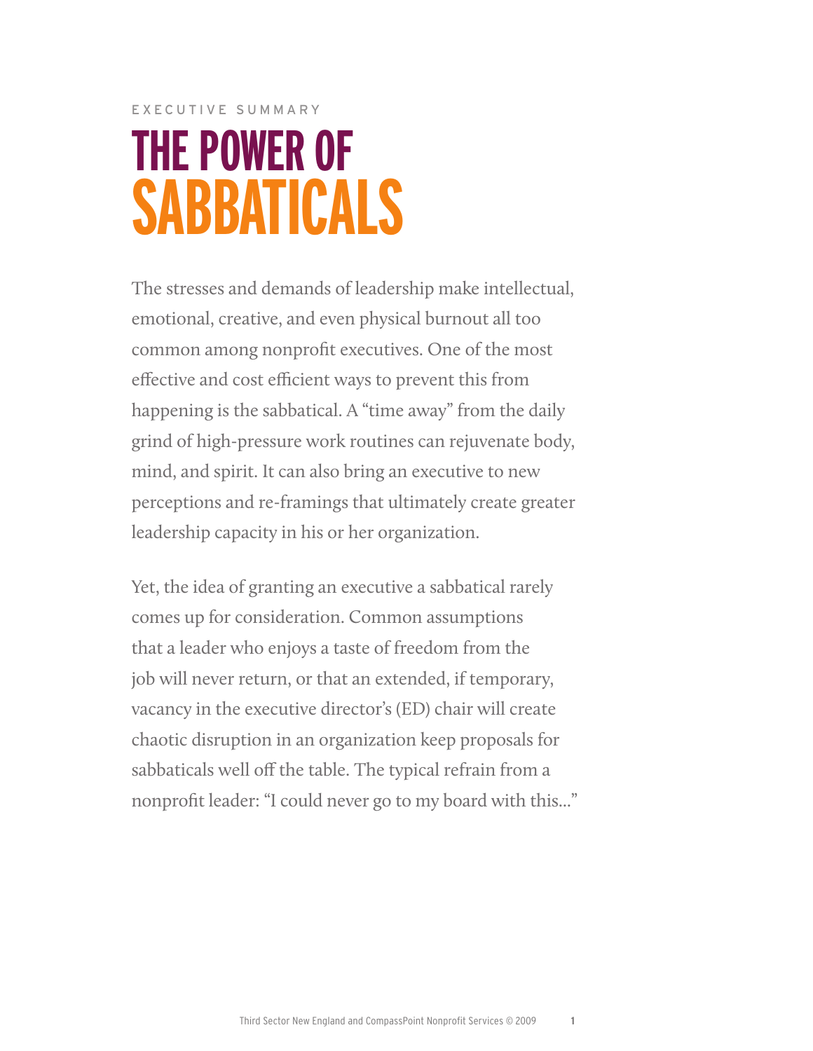EXECUTIVE SUMMARY

# THE POWER OF SABBATICALS

The stresses and demands of leadership make intellectual, emotional, creative, and even physical burnout all too common among nonprofit executives. One of the most effective and cost efficient ways to prevent this from happening is the sabbatical. A "time away" from the daily grind of high-pressure work routines can rejuvenate body, mind, and spirit. It can also bring an executive to new perceptions and re-framings that ultimately create greater leadership capacity in his or her organization.

Yet, the idea of granting an executive a sabbatical rarely comes up for consideration. Common assumptions that a leader who enjoys a taste of freedom from the job will never return, or that an extended, if temporary, vacancy in the executive director's (ED) chair will create chaotic disruption in an organization keep proposals for sabbaticals well off the table. The typical refrain from a nonprofit leader: "I could never go to my board with this..."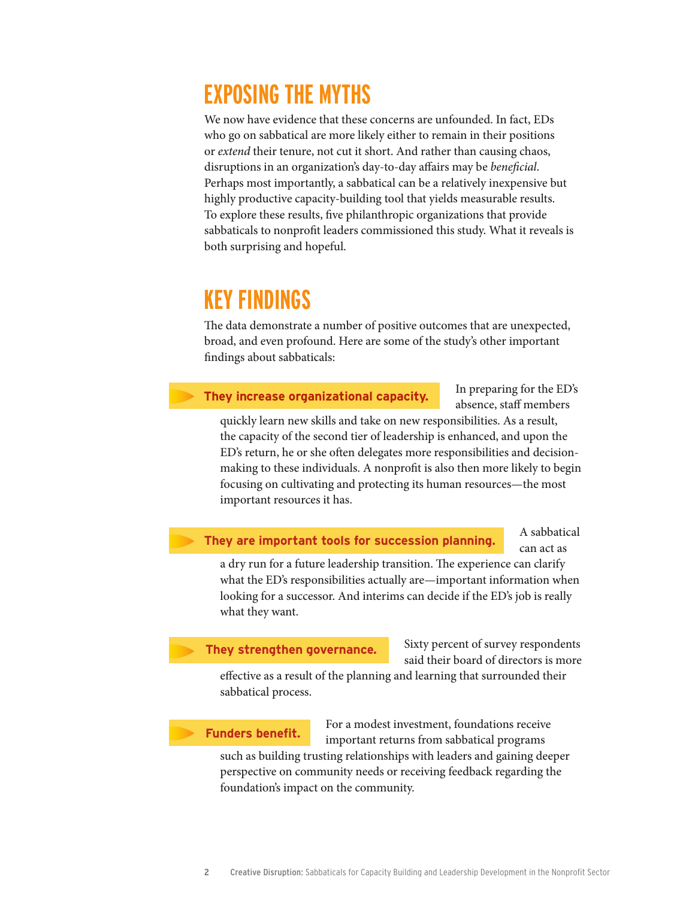## EXPOSING THE MYTHS

We now have evidence that these concerns are unfounded. In fact, EDs who go on sabbatical are more likely either to remain in their positions or *extend* their tenure, not cut it short. And rather than causing chaos, disruptions in an organization's day-to-day affairs may be *beneficial*. Perhaps most importantly, a sabbatical can be a relatively inexpensive but highly productive capacity-building tool that yields measurable results. To explore these results, five philanthropic organizations that provide sabbaticals to nonprofit leaders commissioned this study. What it reveals is both surprising and hopeful.

## KEY FINDINGS

The data demonstrate a number of positive outcomes that are unexpected, broad, and even profound. Here are some of the study's other important findings about sabbaticals:

**They increase organizational capacity.** In preparing for the ED's absence, staff members quickly learn new skills and take on new responsibilities. As a result, the capacity of the second tier of leadership is enhanced, and upon the ED's return, he or she often delegates more responsibilities and decision-making to these individuals. A nonprofit is also then more likely to begin focusing on cultivating and protecting its human resources—the most important resources it has.

**They are important tools for succession planning.** A sabbatical can act as a dry run for a future leadership transition. The experience can clarify what the ED's responsibilities actually are—important information when looking for a successor. And interims can decide if the ED's job is really what they want.

**They strengthen governance.** Sixty percent of survey respondents said their board of directors is more effective as a result of the planning and learning that surrounded their sabbatical process.

**Funders benefit.** For a modest investment, foundations receive important returns from sabbatical programs such as building trusting relationships with leaders and gaining deeper perspective on community needs or receiving feedback regarding the foundation's impact on the community.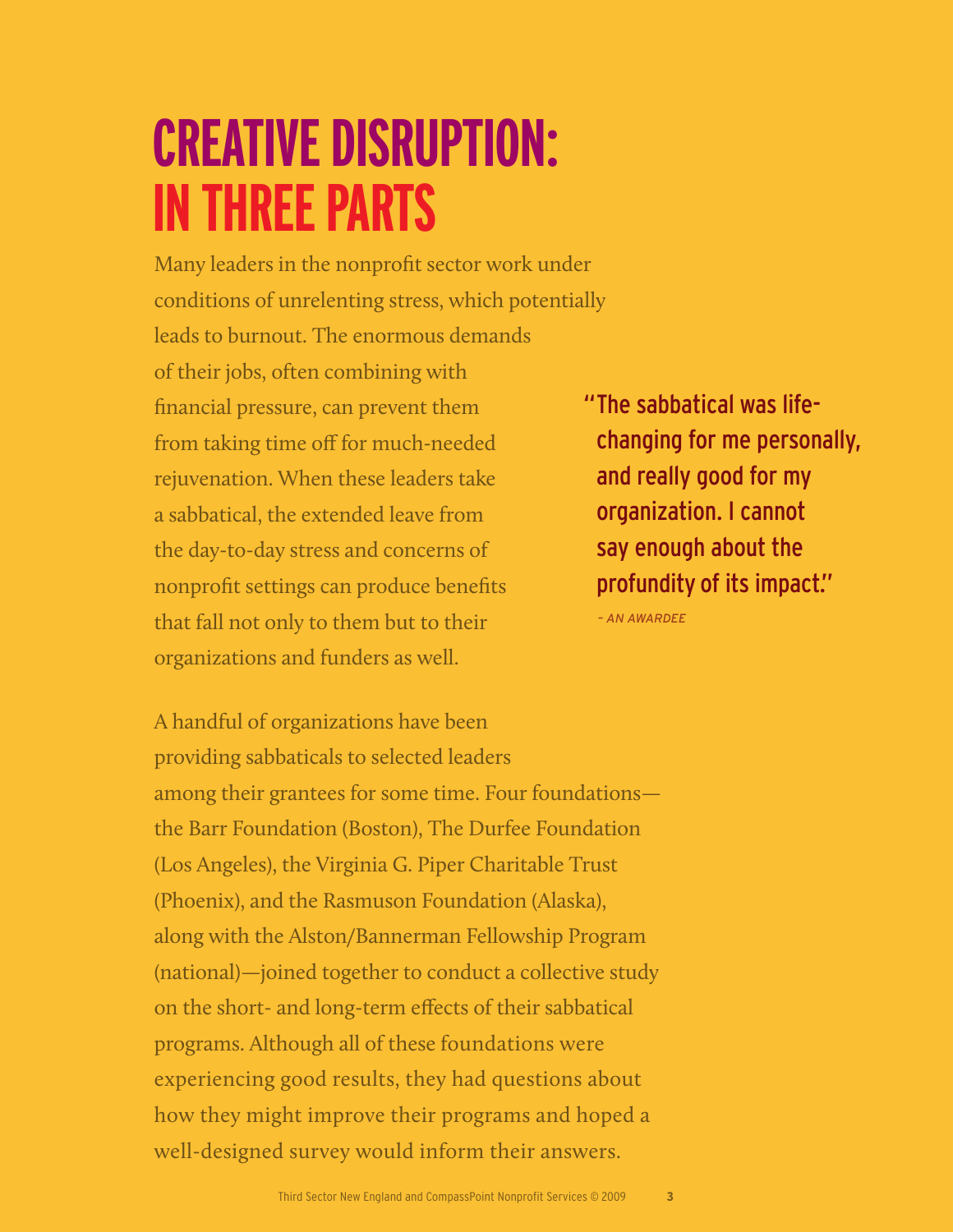# CREATIVE DISRUPTION: IN THREE PARTS

Many leaders in the nonprofit sector work under conditions of unrelenting stress, which potentially leads to burnout. The enormous demands of their jobs, often combining with financial pressure, can prevent them from taking time off for much-needed rejuvenation. When these leaders take a sabbatical, the extended leave from the day-to-day stress and concerns of nonprofit settings can produce benefits that fall not only to them but to their organizations and funders as well.

> "The sabbatical was life-changing for me personally, and really good for my organization. I cannot say enough about the profundity of its impact."
>
> *– AN AWARDEE*

A handful of organizations have been providing sabbaticals to selected leaders among their grantees for some time. Four foundations—the Barr Foundation (Boston), The Durfee Foundation (Los Angeles), the Virginia G. Piper Charitable Trust (Phoenix), and the Rasmuson Foundation (Alaska), along with the Alston/Bannerman Fellowship Program (national)—joined together to conduct a collective study on the short- and long-term effects of their sabbatical programs. Although all of these foundations were experiencing good results, they had questions about how they might improve their programs and hoped a well-designed survey would inform their answers.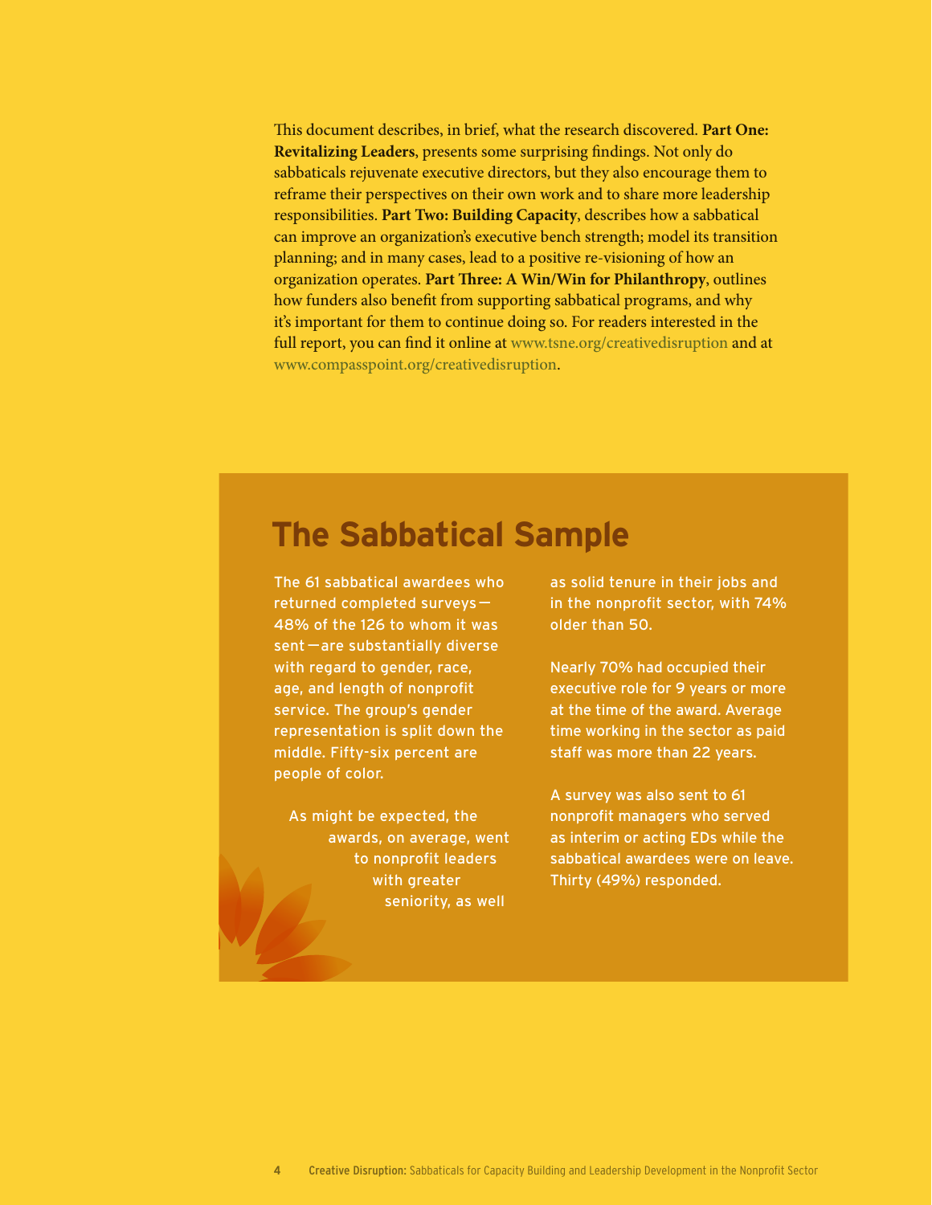This document describes, in brief, what the research discovered. **Part One: Revitalizing Leaders**, presents some surprising findings. Not only do sabbaticals rejuvenate executive directors, but they also encourage them to reframe their perspectives on their own work and to share more leadership responsibilities. **Part Two: Building Capacity**, describes how a sabbatical can improve an organization's executive bench strength; model its transition planning; and in many cases, lead to a positive re-visioning of how an organization operates. **Part Three: A Win/Win for Philanthropy**, outlines how funders also benefit from supporting sabbatical programs, and why it's important for them to continue doing so. For readers interested in the full report, you can find it online at www.tsne.org/creativedisruption and at www.compasspoint.org/creativedisruption.

## The Sabbatical Sample

The 61 sabbatical awardees who returned completed surveys—48% of the 126 to whom it was sent—are substantially diverse with regard to gender, race, age, and length of nonprofit service. The group's gender representation is split down the middle. Fifty-six percent are people of color.

As might be expected, the awards, on average, went to nonprofit leaders with greater seniority, as well as solid tenure in their jobs and in the nonprofit sector, with 74% older than 50.

Nearly 70% had occupied their executive role for 9 years or more at the time of the award. Average time working in the sector as paid staff was more than 22 years.

A survey was also sent to 61 nonprofit managers who served as interim or acting EDs while the sabbatical awardees were on leave. Thirty (49%) responded.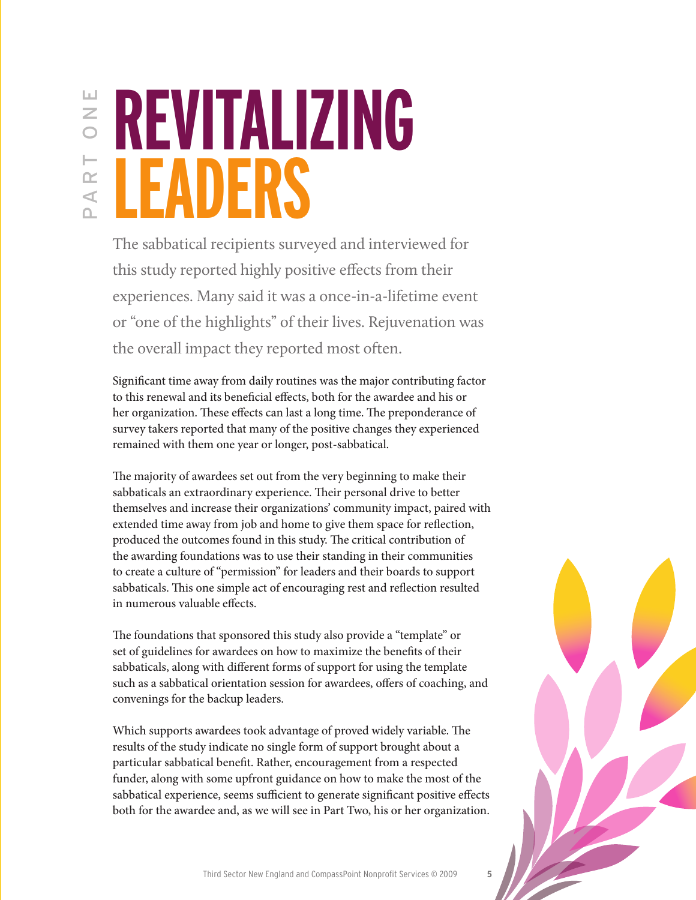PART ONE

# REVITALIZING LEADERS

The sabbatical recipients surveyed and interviewed for this study reported highly positive effects from their experiences. Many said it was a once-in-a-lifetime event or "one of the highlights" of their lives. Rejuvenation was the overall impact they reported most often.

Significant time away from daily routines was the major contributing factor to this renewal and its beneficial effects, both for the awardee and his or her organization. These effects can last a long time. The preponderance of survey takers reported that many of the positive changes they experienced remained with them one year or longer, post-sabbatical.

The majority of awardees set out from the very beginning to make their sabbaticals an extraordinary experience. Their personal drive to better themselves and increase their organizations' community impact, paired with extended time away from job and home to give them space for reflection, produced the outcomes found in this study. The critical contribution of the awarding foundations was to use their standing in their communities to create a culture of "permission" for leaders and their boards to support sabbaticals. This one simple act of encouraging rest and reflection resulted in numerous valuable effects.

The foundations that sponsored this study also provide a "template" or set of guidelines for awardees on how to maximize the benefits of their sabbaticals, along with different forms of support for using the template such as a sabbatical orientation session for awardees, offers of coaching, and convenings for the backup leaders.

Which supports awardees took advantage of proved widely variable. The results of the study indicate no single form of support brought about a particular sabbatical benefit. Rather, encouragement from a respected funder, along with some upfront guidance on how to make the most of the sabbatical experience, seems sufficient to generate significant positive effects both for the awardee and, as we will see in Part Two, his or her organization.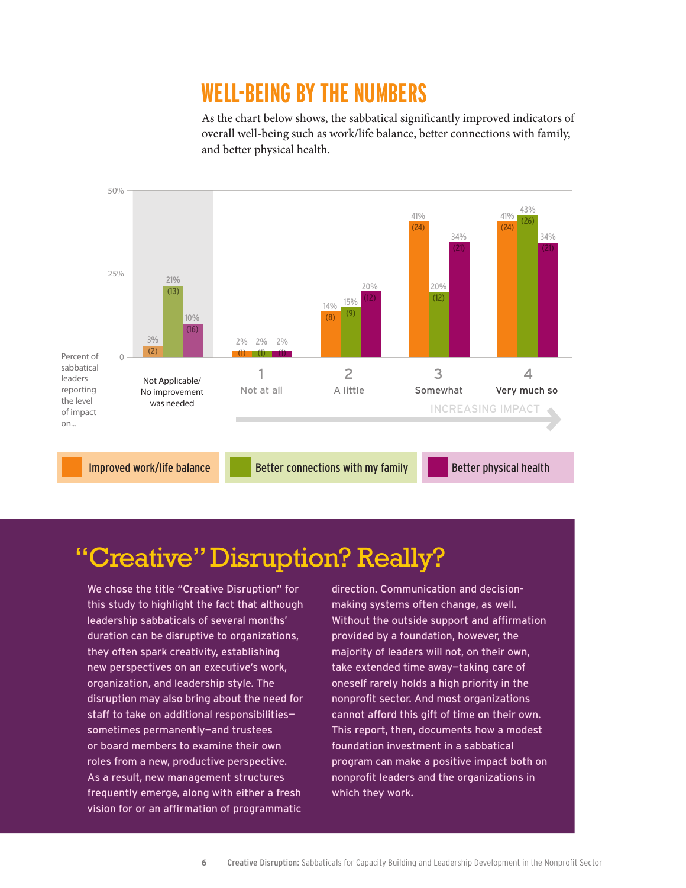## WELL-BEING BY THE NUMBERS

As the chart below shows, the sabbatical significantly improved indicators of overall well-being such as work/life balance, better connections with family, and better physical health.

Percent of sabbatical leaders reporting the level of impact on...

| | Not Applicable/ No improvement was needed | 1 Not at all | 2 A little | 3 Somewhat | 4 Very much so |
|---|---|---|---|---|---|
| Improved work/life balance | 3% (2) | 2% (1) | 14% (8) | 41% (24) | 41% (24) |
| Better connections with my family | 21% (13) | 2% (1) | 15% (9) | 20% (12) | 43% (26) |
| Better physical health | 10% (16) | 2% (1) | 20% (12) | 34% (21) | 34% (21) |

INCREASING IMPACT →

# "Creative" Disruption? Really?

We chose the title "Creative Disruption" for this study to highlight the fact that although leadership sabbaticals of several months' duration can be disruptive to organizations, they often spark creativity, establishing new perspectives on an executive's work, organization, and leadership style. The disruption may also bring about the need for staff to take on additional responsibilities—sometimes permanently—and trustees or board members to examine their own roles from a new, productive perspective. As a result, new management structures frequently emerge, along with either a fresh vision for or an affirmation of programmatic direction. Communication and decision-making systems often change, as well. Without the outside support and affirmation provided by a foundation, however, the majority of leaders will not, on their own, take extended time away—taking care of oneself rarely holds a high priority in the nonprofit sector. And most organizations cannot afford this gift of time on their own. This report, then, documents how a modest foundation investment in a sabbatical program can make a positive impact both on nonprofit leaders and the organizations in which they work.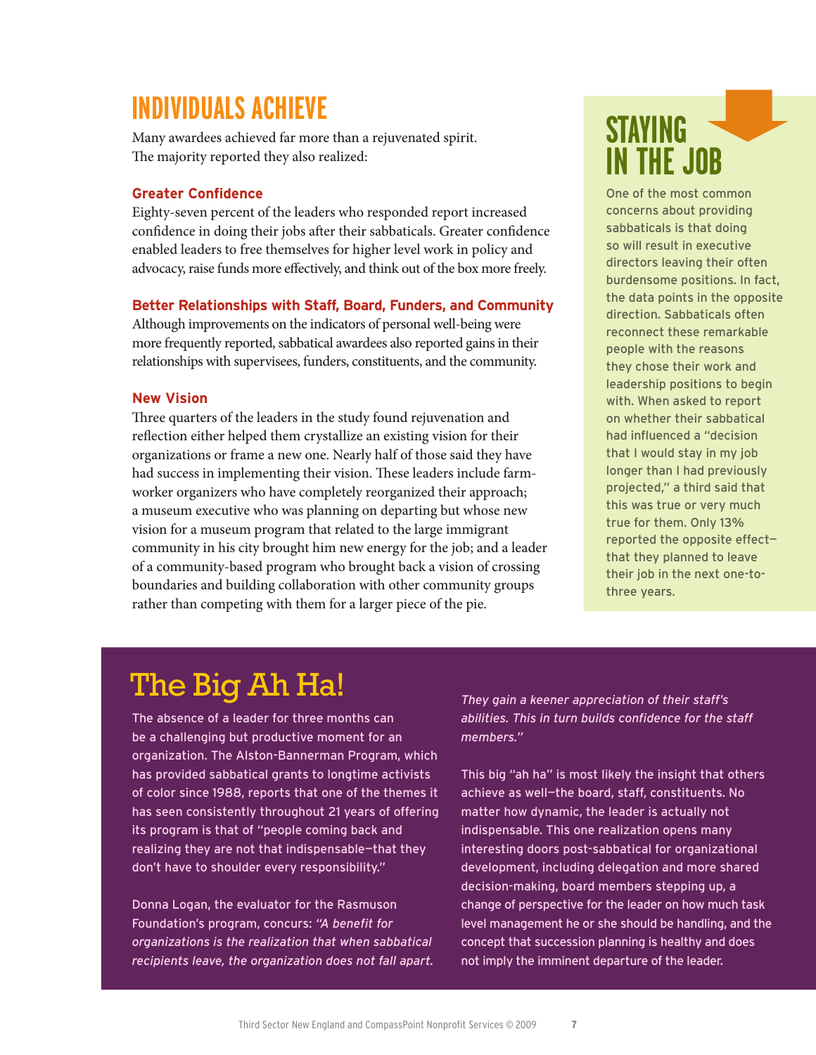## INDIVIDUALS ACHIEVE

Many awardees achieved far more than a rejuvenated spirit. The majority reported they also realized:

### Greater Confidence

Eighty-seven percent of the leaders who responded report increased confidence in doing their jobs after their sabbaticals. Greater confidence enabled leaders to free themselves for higher level work in policy and advocacy, raise funds more effectively, and think out of the box more freely.

### Better Relationships with Staff, Board, Funders, and Community

Although improvements on the indicators of personal well-being were more frequently reported, sabbatical awardees also reported gains in their relationships with supervisees, funders, constituents, and the community.

### New Vision

Three quarters of the leaders in the study found rejuvenation and reflection either helped them crystallize an existing vision for their organizations or frame a new one. Nearly half of those said they have had success in implementing their vision. These leaders include farm-worker organizers who have completely reorganized their approach; a museum executive who was planning on departing but whose new vision for a museum program that related to the large immigrant community in his city brought him new energy for the job; and a leader of a community-based program who brought back a vision of crossing boundaries and building collaboration with other community groups rather than competing with them for a larger piece of the pie.

## STAYING IN THE JOB

One of the most common concerns about providing sabbaticals is that doing so will result in executive directors leaving their often burdensome positions. In fact, the data points in the opposite direction. Sabbaticals often reconnect these remarkable people with the reasons they chose their work and leadership positions to begin with. When asked to report on whether their sabbatical had influenced a "decision that I would stay in my job longer than I had previously projected," a third said that this was true or very much true for them. Only 13% reported the opposite effect—that they planned to leave their job in the next one-to-three years.

## The Big Ah Ha!

The absence of a leader for three months can be a challenging but productive moment for an organization. The Alston-Bannerman Program, which has provided sabbatical grants to longtime activists of color since 1988, reports that one of the themes it has seen consistently throughout 21 years of offering its program is that of "people coming back and realizing they are not that indispensable—that they don't have to shoulder every responsibility."

Donna Logan, the evaluator for the Rasmuson Foundation's program, concurs: *"A benefit for organizations is the realization that when sabbatical recipients leave, the organization does not fall apart. They gain a keener appreciation of their staff's abilities. This in turn builds confidence for the staff members."*

This big "ah ha" is most likely the insight that others achieve as well—the board, staff, constituents. No matter how dynamic, the leader is actually not indispensable. This one realization opens many interesting doors post-sabbatical for organizational development, including delegation and more shared decision-making, board members stepping up, a change of perspective for the leader on how much task level management he or she should be handling, and the concept that succession planning is healthy and does not imply the imminent departure of the leader.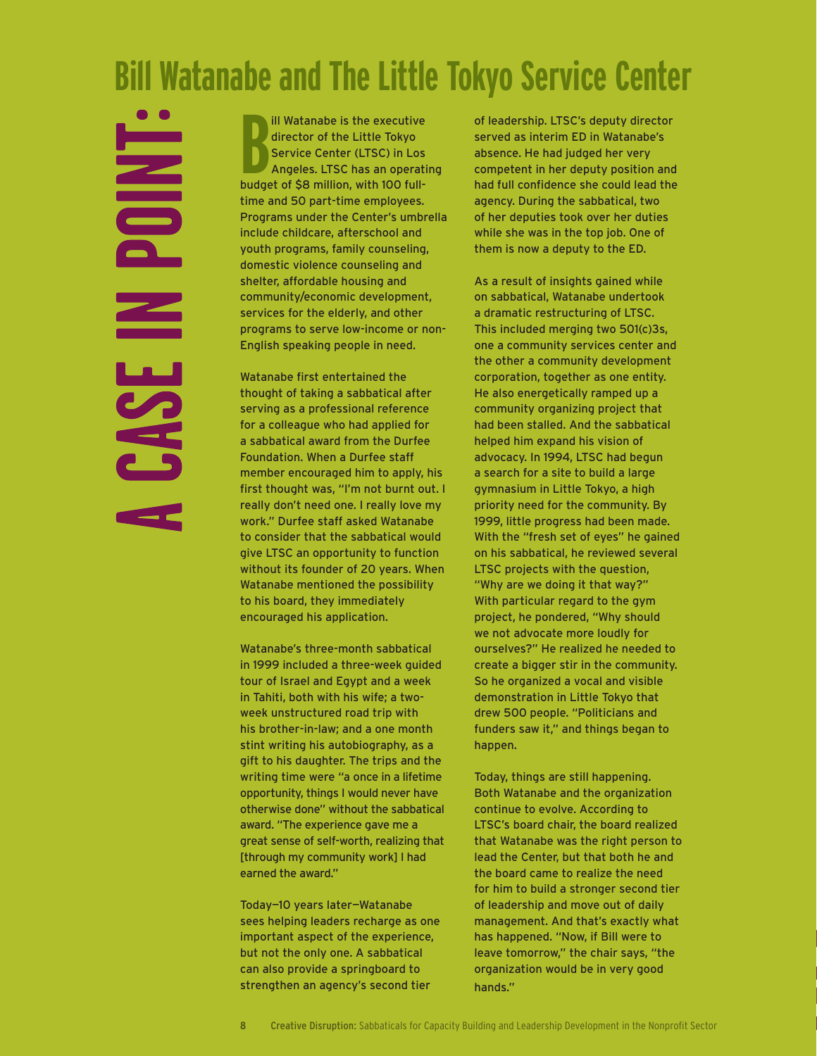# A CASE IN POINT:

## Bill Watanabe and The Little Tokyo Service Center

Bill Watanabe is the executive director of the Little Tokyo Service Center (LTSC) in Los Angeles. LTSC has an operating budget of $8 million, with 100 full-time and 50 part-time employees. Programs under the Center's umbrella include childcare, afterschool and youth programs, family counseling, domestic violence counseling and shelter, affordable housing and community/economic development, services for the elderly, and other programs to serve low-income or non-English speaking people in need.

Watanabe first entertained the thought of taking a sabbatical after serving as a professional reference for a colleague who had applied for a sabbatical award from the Durfee Foundation. When a Durfee staff member encouraged him to apply, his first thought was, "I'm not burnt out. I really don't need one. I really love my work." Durfee staff asked Watanabe to consider that the sabbatical would give LTSC an opportunity to function without its founder of 20 years. When Watanabe mentioned the possibility to his board, they immediately encouraged his application.

Watanabe's three-month sabbatical in 1999 included a three-week guided tour of Israel and Egypt and a week in Tahiti, both with his wife; a two-week unstructured road trip with his brother-in-law; and a one month stint writing his autobiography, as a gift to his daughter. The trips and the writing time were "a once in a lifetime opportunity, things I would never have otherwise done" without the sabbatical award. "The experience gave me a great sense of self-worth, realizing that [through my community work] I had earned the award."

Today—10 years later—Watanabe sees helping leaders recharge as one important aspect of the experience, but not the only one. A sabbatical can also provide a springboard to strengthen an agency's second tier of leadership. LTSC's deputy director served as interim ED in Watanabe's absence. He had judged her very competent in her deputy position and had full confidence she could lead the agency. During the sabbatical, two of her deputies took over her duties while she was in the top job. One of them is now a deputy to the ED.

As a result of insights gained while on sabbatical, Watanabe undertook a dramatic restructuring of LTSC. This included merging two 501(c)3s, one a community services center and the other a community development corporation, together as one entity. He also energetically ramped up a community organizing project that had been stalled. And the sabbatical helped him expand his vision of advocacy. In 1994, LTSC had begun a search for a site to build a large gymnasium in Little Tokyo, a high priority need for the community. By 1999, little progress had been made. With the "fresh set of eyes" he gained on his sabbatical, he reviewed several LTSC projects with the question, "Why are we doing it that way?" With particular regard to the gym project, he pondered, "Why should we not advocate more loudly for ourselves?" He realized he needed to create a bigger stir in the community. So he organized a vocal and visible demonstration in Little Tokyo that drew 500 people. "Politicians and funders saw it," and things began to happen.

Today, things are still happening. Both Watanabe and the organization continue to evolve. According to LTSC's board chair, the board realized that Watanabe was the right person to lead the Center, but that both he and the board came to realize the need for him to build a stronger second tier of leadership and move out of daily management. And that's exactly what has happened. "Now, if Bill were to leave tomorrow," the chair says, "the organization would be in very good hands."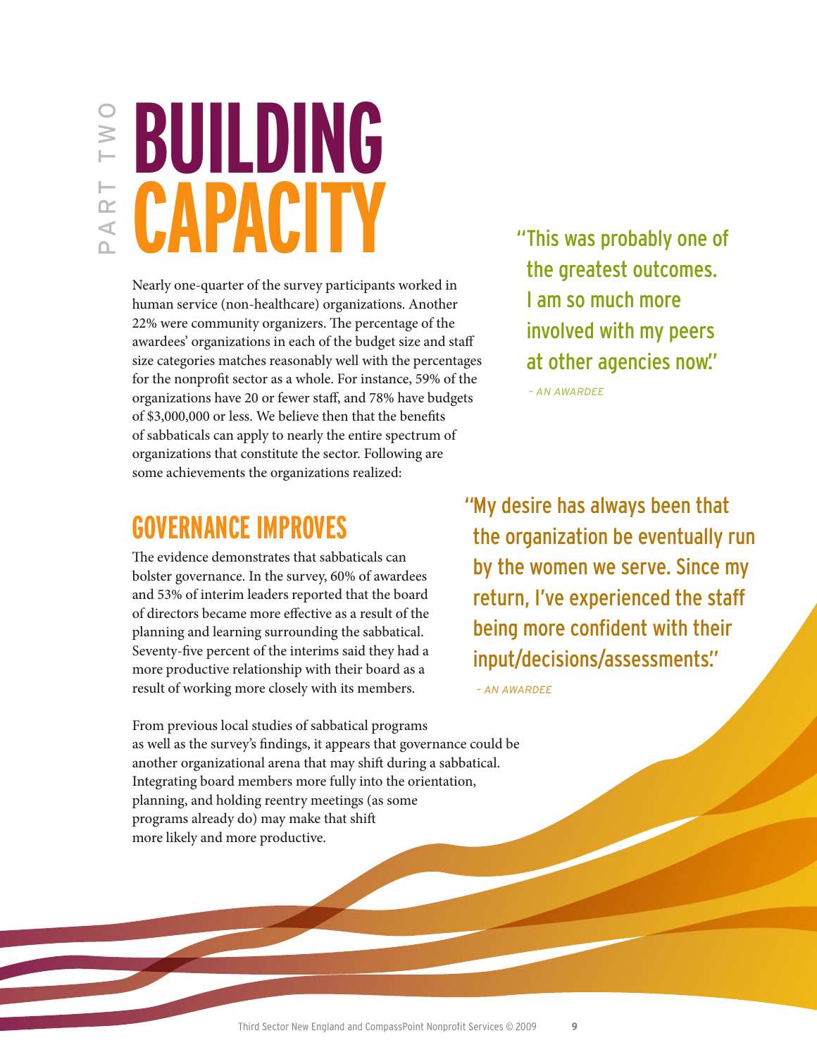PART TWO

# BUILDING CAPACITY

Nearly one-quarter of the survey participants worked in human service (non-healthcare) organizations. Another 22% were community organizers. The percentage of the awardees' organizations in each of the budget size and staff size categories matches reasonably well with the percentages for the nonprofit sector as a whole. For instance, 59% of the organizations have 20 or fewer staff, and 78% have budgets of $3,000,000 or less. We believe then that the benefits of sabbaticals can apply to nearly the entire spectrum of organizations that constitute the sector. Following are some achievements the organizations realized:

> "This was probably one of the greatest outcomes. I am so much more involved with my peers at other agencies now."
>
> – AN AWARDEE

## GOVERNANCE IMPROVES

The evidence demonstrates that sabbaticals can bolster governance. In the survey, 60% of awardees and 53% of interim leaders reported that the board of directors became more effective as a result of the planning and learning surrounding the sabbatical. Seventy-five percent of the interims said they had a more productive relationship with their board as a result of working more closely with its members.

> "My desire has always been that the organization be eventually run by the women we serve. Since my return, I've experienced the staff being more confident with their input/decisions/assessments."
>
> – AN AWARDEE

From previous local studies of sabbatical programs as well as the survey's findings, it appears that governance could be another organizational arena that may shift during a sabbatical. Integrating board members more fully into the orientation, planning, and holding reentry meetings (as some programs already do) may make that shift more likely and more productive.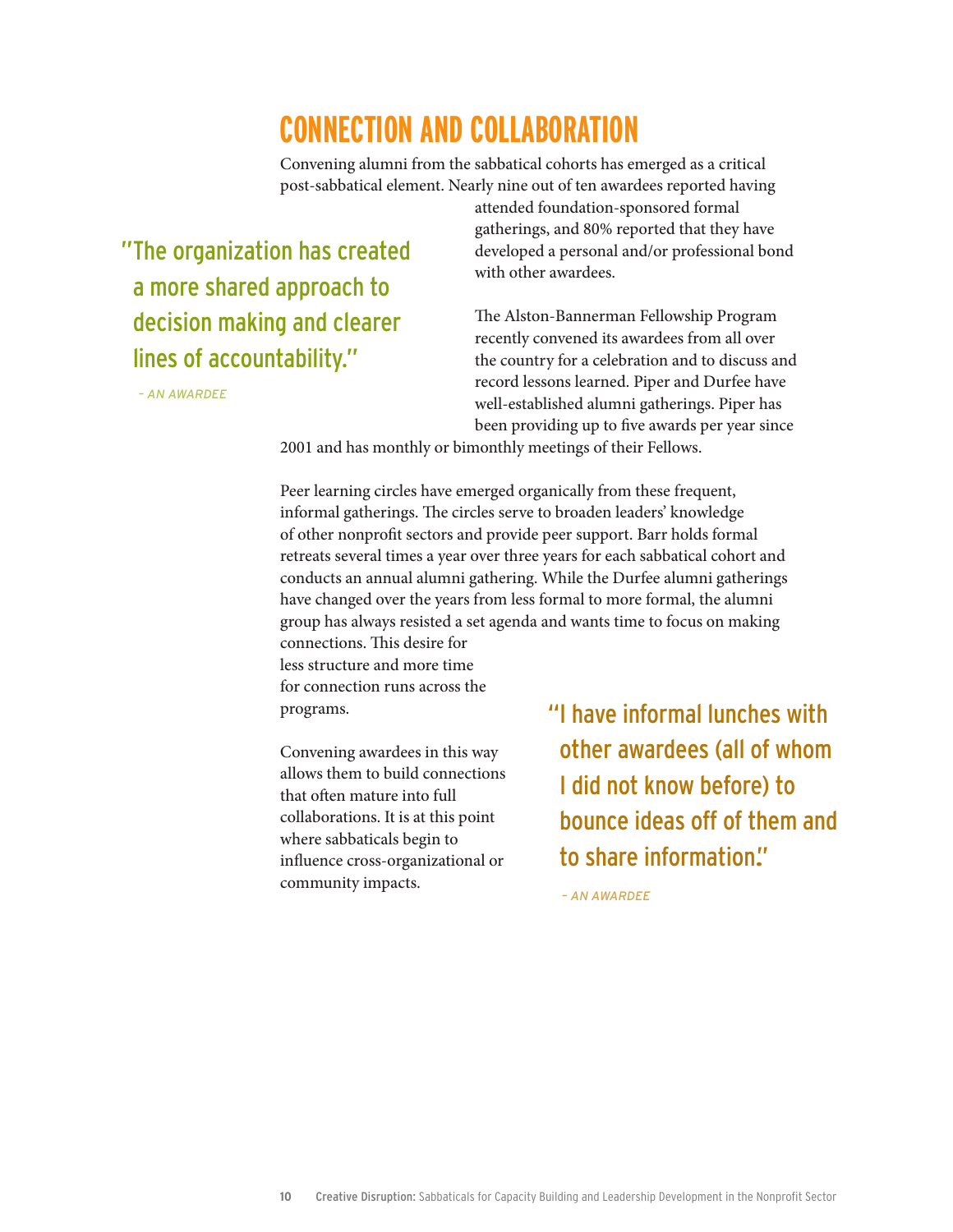## CONNECTION AND COLLABORATION

Convening alumni from the sabbatical cohorts has emerged as a critical post-sabbatical element. Nearly nine out of ten awardees reported having attended foundation-sponsored formal gatherings, and 80% reported that they have developed a personal and/or professional bond with other awardees.

> "The organization has created a more shared approach to decision making and clearer lines of accountability."
>
> – AN AWARDEE

The Alston-Bannerman Fellowship Program recently convened its awardees from all over the country for a celebration and to discuss and record lessons learned. Piper and Durfee have well-established alumni gatherings. Piper has been providing up to five awards per year since 2001 and has monthly or bimonthly meetings of their Fellows.

Peer learning circles have emerged organically from these frequent, informal gatherings. The circles serve to broaden leaders' knowledge of other nonprofit sectors and provide peer support. Barr holds formal retreats several times a year over three years for each sabbatical cohort and conducts an annual alumni gathering. While the Durfee alumni gatherings have changed over the years from less formal to more formal, the alumni group has always resisted a set agenda and wants time to focus on making connections. This desire for less structure and more time for connection runs across the programs.

Convening awardees in this way allows them to build connections that often mature into full collaborations. It is at this point where sabbaticals begin to influence cross-organizational or community impacts.

> "I have informal lunches with other awardees (all of whom I did not know before) to bounce ideas off of them and to share information."
>
> – AN AWARDEE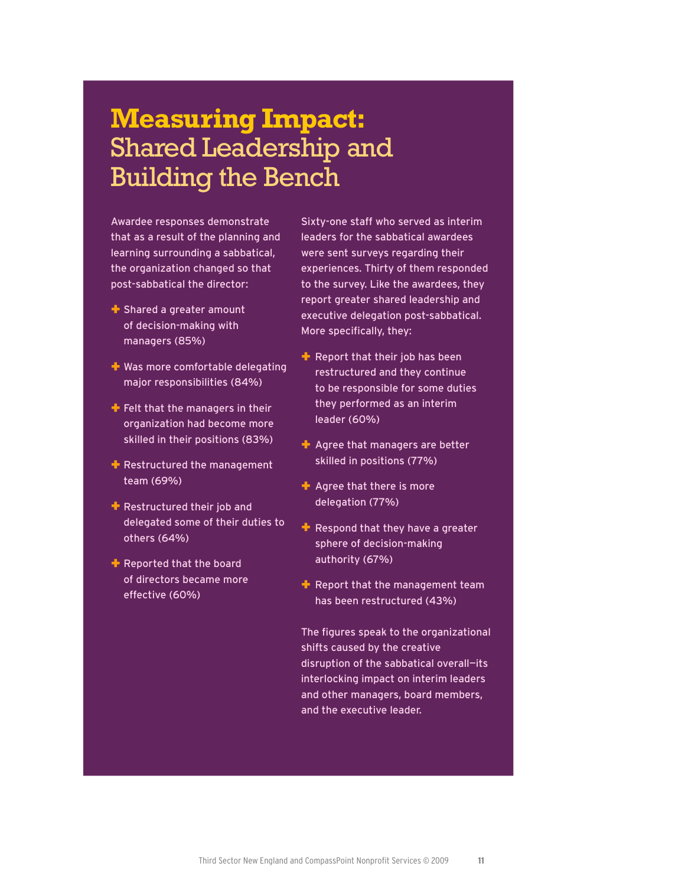# Measuring Impact: Shared Leadership and Building the Bench

Awardee responses demonstrate that as a result of the planning and learning surrounding a sabbatical, the organization changed so that post-sabbatical the director:

- Shared a greater amount of decision-making with managers (85%)
- Was more comfortable delegating major responsibilities (84%)
- Felt that the managers in their organization had become more skilled in their positions (83%)
- Restructured the management team (69%)
- Restructured their job and delegated some of their duties to others (64%)
- Reported that the board of directors became more effective (60%)

Sixty-one staff who served as interim leaders for the sabbatical awardees were sent surveys regarding their experiences. Thirty of them responded to the survey. Like the awardees, they report greater shared leadership and executive delegation post-sabbatical. More specifically, they:

- Report that their job has been restructured and they continue to be responsible for some duties they performed as an interim leader (60%)
- Agree that managers are better skilled in positions (77%)
- Agree that there is more delegation (77%)
- Respond that they have a greater sphere of decision-making authority (67%)
- Report that the management team has been restructured (43%)

The figures speak to the organizational shifts caused by the creative disruption of the sabbatical overall—its interlocking impact on interim leaders and other managers, board members, and the executive leader.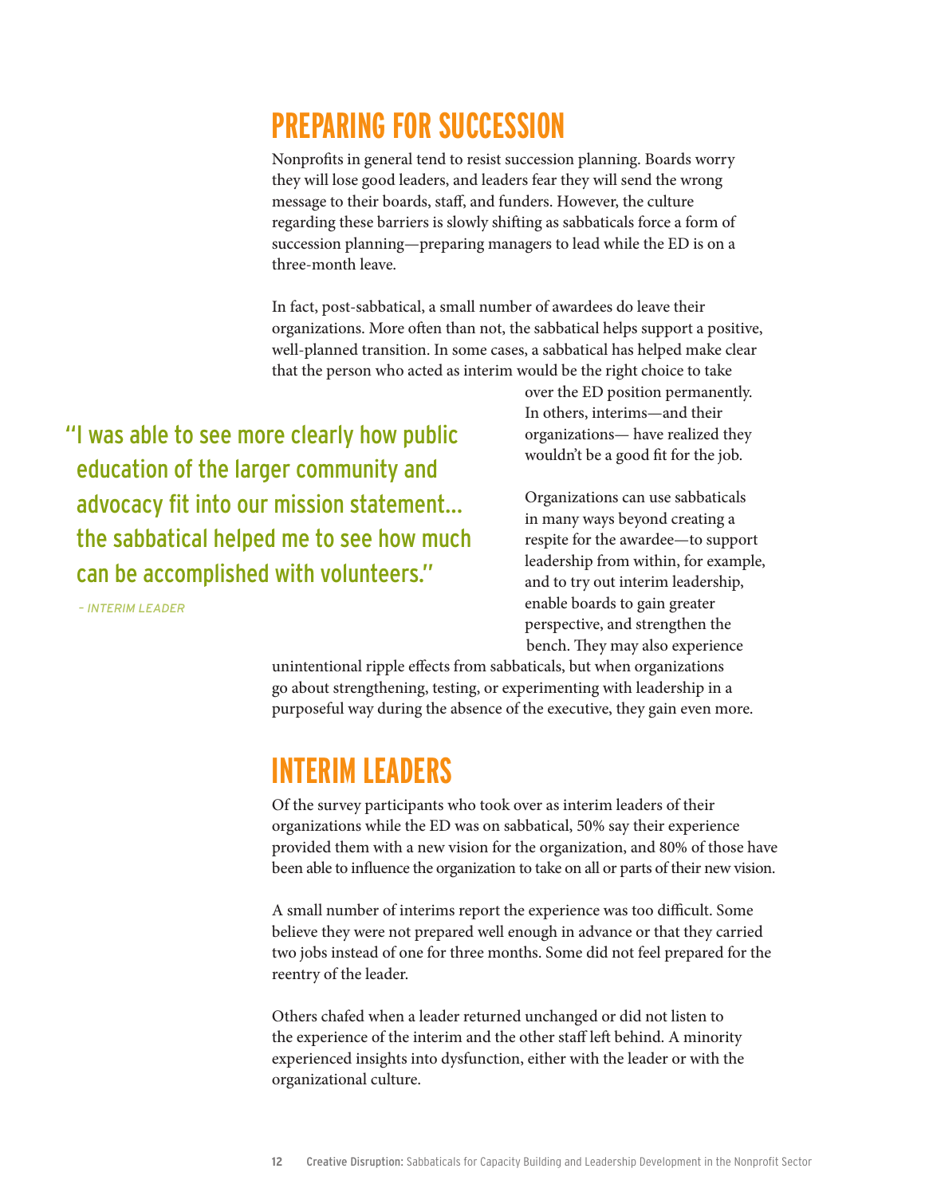## PREPARING FOR SUCCESSION

Nonprofits in general tend to resist succession planning. Boards worry they will lose good leaders, and leaders fear they will send the wrong message to their boards, staff, and funders. However, the culture regarding these barriers is slowly shifting as sabbaticals force a form of succession planning—preparing managers to lead while the ED is on a three-month leave.

In fact, post-sabbatical, a small number of awardees do leave their organizations. More often than not, the sabbatical helps support a positive, well-planned transition. In some cases, a sabbatical has helped make clear that the person who acted as interim would be the right choice to take over the ED position permanently. In others, interims—and their organizations— have realized they wouldn't be a good fit for the job.

> "I was able to see more clearly how public education of the larger community and advocacy fit into our mission statement... the sabbatical helped me to see how much can be accomplished with volunteers."
>
> *– INTERIM LEADER*

Organizations can use sabbaticals in many ways beyond creating a respite for the awardee—to support leadership from within, for example, and to try out interim leadership, enable boards to gain greater perspective, and strengthen the bench. They may also experience unintentional ripple effects from sabbaticals, but when organizations go about strengthening, testing, or experimenting with leadership in a purposeful way during the absence of the executive, they gain even more.

## INTERIM LEADERS

Of the survey participants who took over as interim leaders of their organizations while the ED was on sabbatical, 50% say their experience provided them with a new vision for the organization, and 80% of those have been able to influence the organization to take on all or parts of their new vision.

A small number of interims report the experience was too difficult. Some believe they were not prepared well enough in advance or that they carried two jobs instead of one for three months. Some did not feel prepared for the reentry of the leader.

Others chafed when a leader returned unchanged or did not listen to the experience of the interim and the other staff left behind. A minority experienced insights into dysfunction, either with the leader or with the organizational culture.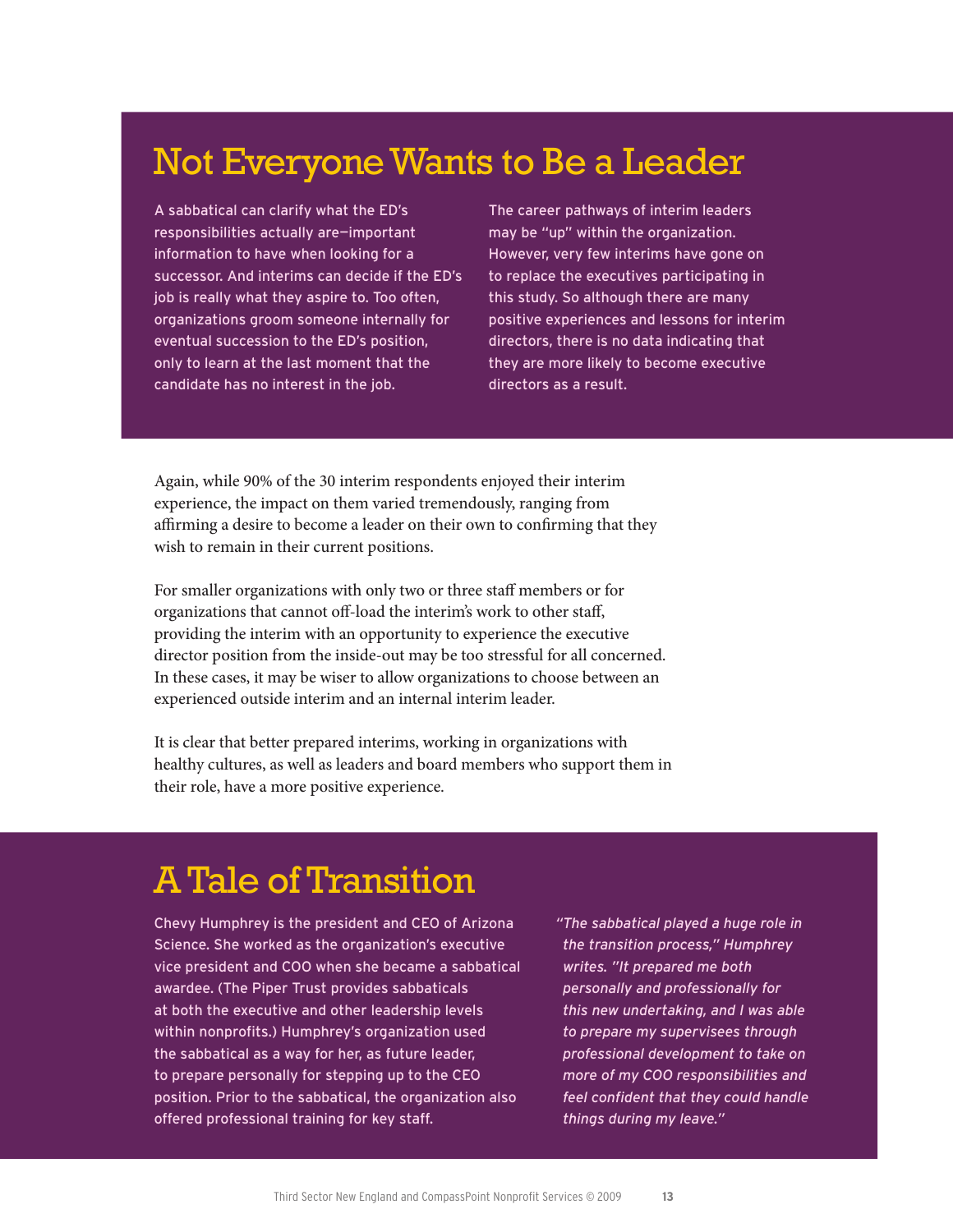## Not Everyone Wants to Be a Leader

A sabbatical can clarify what the ED's responsibilities actually are—important information to have when looking for a successor. And interims can decide if the ED's job is really what they aspire to. Too often, organizations groom someone internally for eventual succession to the ED's position, only to learn at the last moment that the candidate has no interest in the job.

The career pathways of interim leaders may be "up" within the organization. However, very few interims have gone on to replace the executives participating in this study. So although there are many positive experiences and lessons for interim directors, there is no data indicating that they are more likely to become executive directors as a result.

Again, while 90% of the 30 interim respondents enjoyed their interim experience, the impact on them varied tremendously, ranging from affirming a desire to become a leader on their own to confirming that they wish to remain in their current positions.

For smaller organizations with only two or three staff members or for organizations that cannot off-load the interim's work to other staff, providing the interim with an opportunity to experience the executive director position from the inside-out may be too stressful for all concerned. In these cases, it may be wiser to allow organizations to choose between an experienced outside interim and an internal interim leader.

It is clear that better prepared interims, working in organizations with healthy cultures, as well as leaders and board members who support them in their role, have a more positive experience.

## A Tale of Transition

Chevy Humphrey is the president and CEO of Arizona Science. She worked as the organization's executive vice president and COO when she became a sabbatical awardee. (The Piper Trust provides sabbaticals at both the executive and other leadership levels within nonprofits.) Humphrey's organization used the sabbatical as a way for her, as future leader, to prepare personally for stepping up to the CEO position. Prior to the sabbatical, the organization also offered professional training for key staff.

*"The sabbatical played a huge role in the transition process," Humphrey writes. "It prepared me both personally and professionally for this new undertaking, and I was able to prepare my supervisees through professional development to take on more of my COO responsibilities and feel confident that they could handle things during my leave."*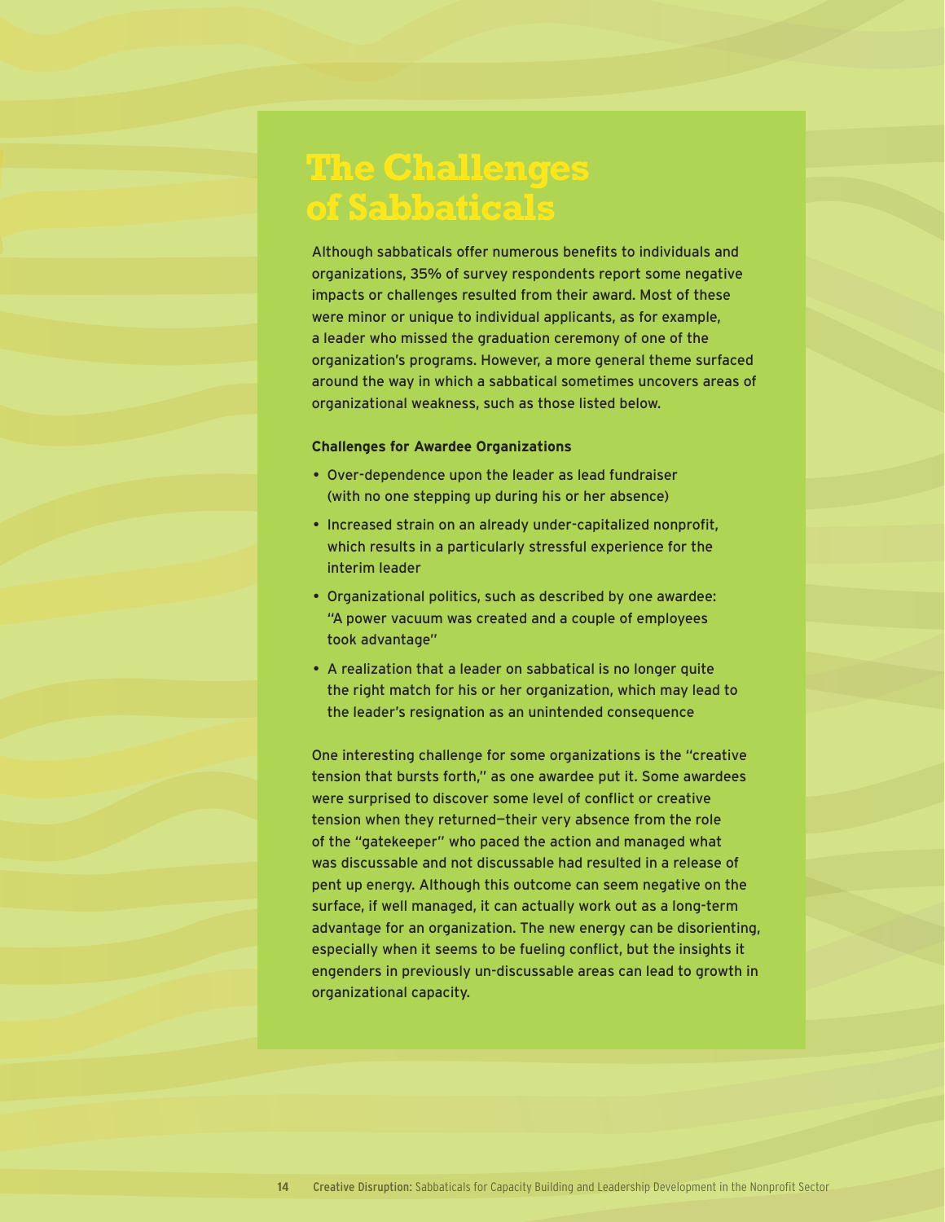# The Challenges of Sabbaticals

Although sabbaticals offer numerous benefits to individuals and organizations, 35% of survey respondents report some negative impacts or challenges resulted from their award. Most of these were minor or unique to individual applicants, as for example, a leader who missed the graduation ceremony of one of the organization's programs. However, a more general theme surfaced around the way in which a sabbatical sometimes uncovers areas of organizational weakness, such as those listed below.

**Challenges for Awardee Organizations**

- Over-dependence upon the leader as lead fundraiser (with no one stepping up during his or her absence)
- Increased strain on an already under-capitalized nonprofit, which results in a particularly stressful experience for the interim leader
- Organizational politics, such as described by one awardee: "A power vacuum was created and a couple of employees took advantage"
- A realization that a leader on sabbatical is no longer quite the right match for his or her organization, which may lead to the leader's resignation as an unintended consequence

One interesting challenge for some organizations is the "creative tension that bursts forth," as one awardee put it. Some awardees were surprised to discover some level of conflict or creative tension when they returned—their very absence from the role of the "gatekeeper" who paced the action and managed what was discussable and not discussable had resulted in a release of pent up energy. Although this outcome can seem negative on the surface, if well managed, it can actually work out as a long-term advantage for an organization. The new energy can be disorienting, especially when it seems to be fueling conflict, but the insights it engenders in previously un-discussable areas can lead to growth in organizational capacity.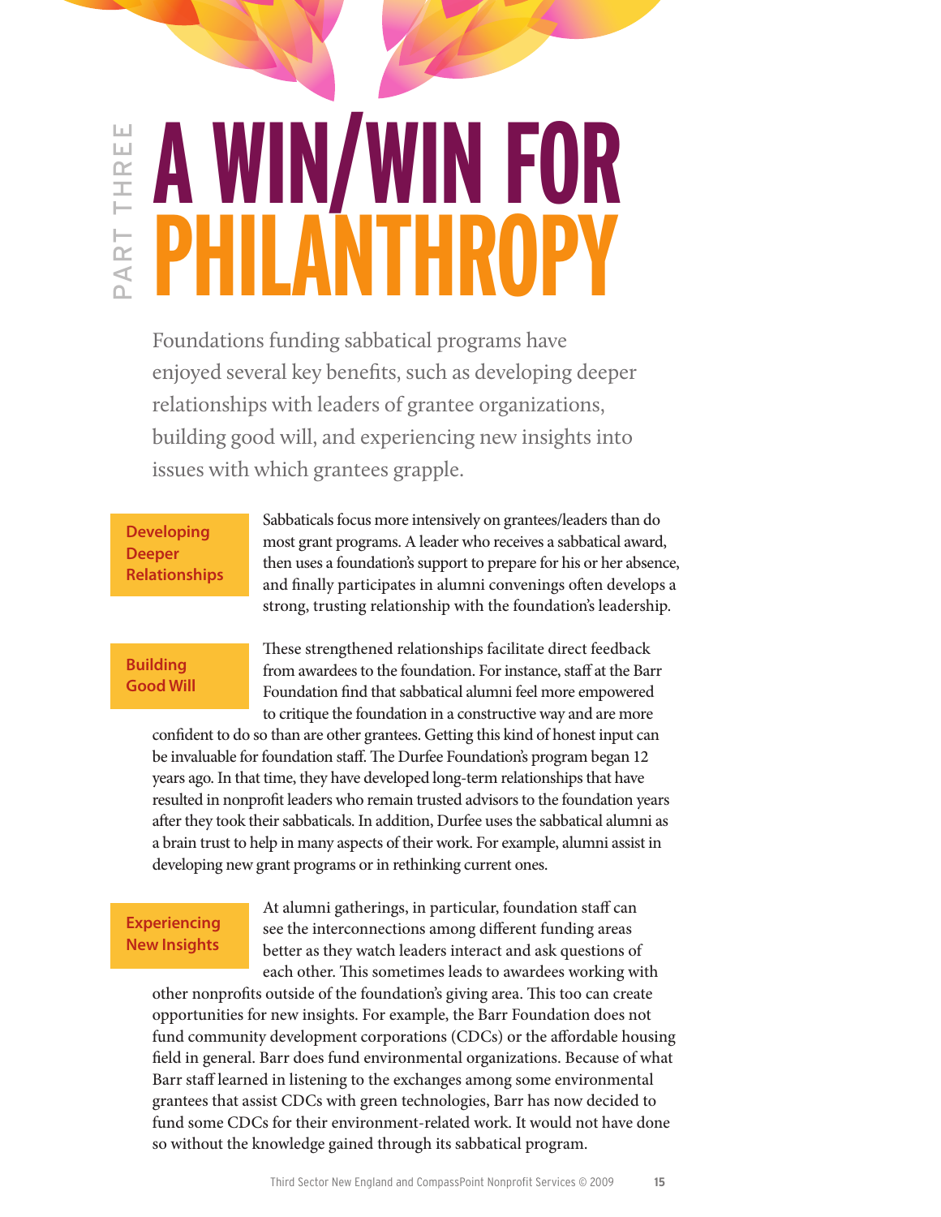PART THREE

# A WIN/WIN FOR PHILANTHROPY

Foundations funding sabbatical programs have enjoyed several key benefits, such as developing deeper relationships with leaders of grantee organizations, building good will, and experiencing new insights into issues with which grantees grapple.

### Developing Deeper Relationships

Sabbaticals focus more intensively on grantees/leaders than do most grant programs. A leader who receives a sabbatical award, then uses a foundation's support to prepare for his or her absence, and finally participates in alumni convenings often develops a strong, trusting relationship with the foundation's leadership.

### Building Good Will

These strengthened relationships facilitate direct feedback from awardees to the foundation. For instance, staff at the Barr Foundation find that sabbatical alumni feel more empowered to critique the foundation in a constructive way and are more confident to do so than are other grantees. Getting this kind of honest input can be invaluable for foundation staff. The Durfee Foundation's program began 12 years ago. In that time, they have developed long-term relationships that have resulted in nonprofit leaders who remain trusted advisors to the foundation years after they took their sabbaticals. In addition, Durfee uses the sabbatical alumni as a brain trust to help in many aspects of their work. For example, alumni assist in developing new grant programs or in rethinking current ones.

### Experiencing New Insights

At alumni gatherings, in particular, foundation staff can see the interconnections among different funding areas better as they watch leaders interact and ask questions of each other. This sometimes leads to awardees working with other nonprofits outside of the foundation's giving area. This too can create opportunities for new insights. For example, the Barr Foundation does not fund community development corporations (CDCs) or the affordable housing field in general. Barr does fund environmental organizations. Because of what Barr staff learned in listening to the exchanges among some environmental grantees that assist CDCs with green technologies, Barr has now decided to fund some CDCs for their environment-related work. It would not have done so without the knowledge gained through its sabbatical program.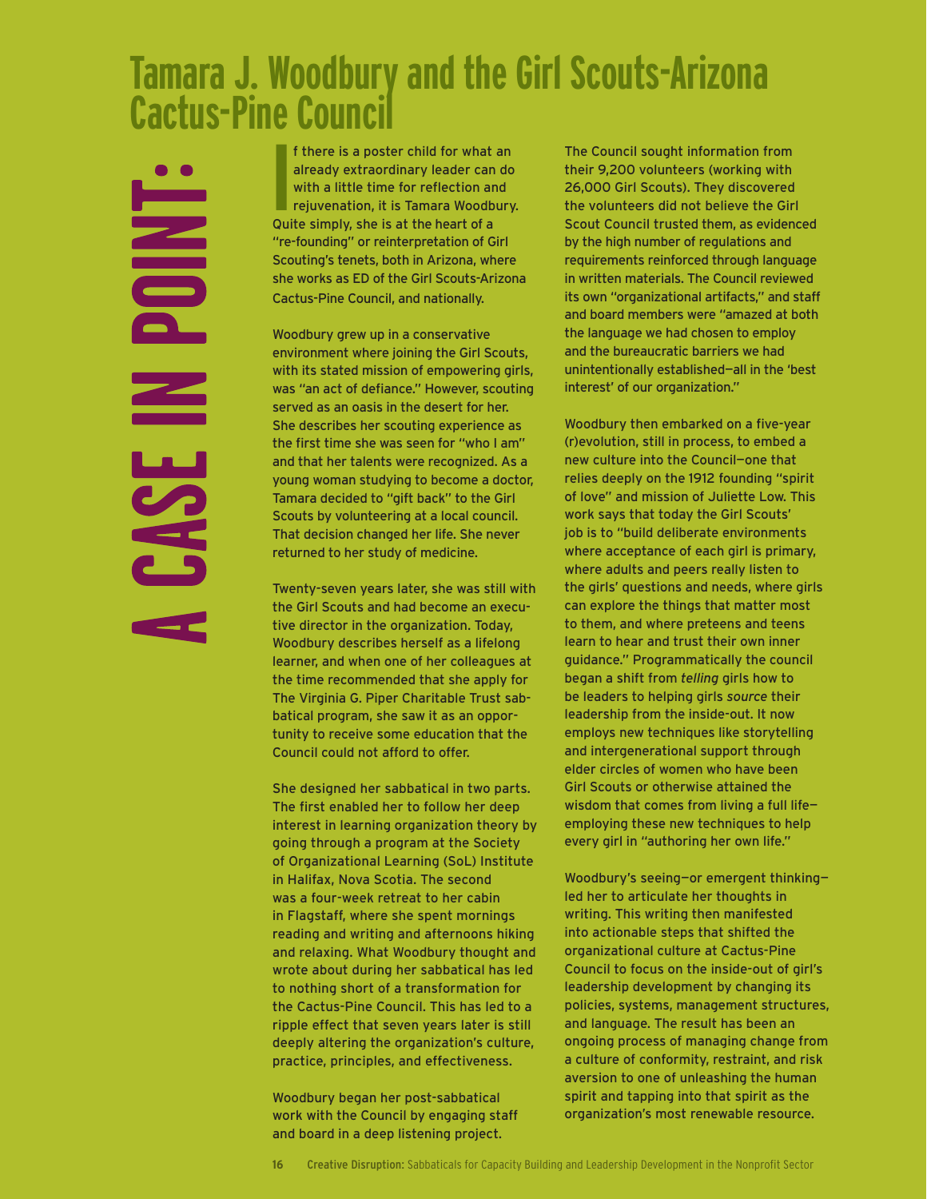# A CASE IN POINT:

## Tamara J. Woodbury and the Girl Scouts-Arizona Cactus-Pine Council

If there is a poster child for what an already extraordinary leader can do with a little time for reflection and rejuvenation, it is Tamara Woodbury. Quite simply, she is at the heart of a "re-founding" or reinterpretation of Girl Scouting's tenets, both in Arizona, where she works as ED of the Girl Scouts-Arizona Cactus-Pine Council, and nationally.

Woodbury grew up in a conservative environment where joining the Girl Scouts, with its stated mission of empowering girls, was "an act of defiance." However, scouting served as an oasis in the desert for her. She describes her scouting experience as the first time she was seen for "who I am" and that her talents were recognized. As a young woman studying to become a doctor, Tamara decided to "gift back" to the Girl Scouts by volunteering at a local council. That decision changed her life. She never returned to her study of medicine.

Twenty-seven years later, she was still with the Girl Scouts and had become an executive director in the organization. Today, Woodbury describes herself as a lifelong learner, and when one of her colleagues at the time recommended that she apply for The Virginia G. Piper Charitable Trust sabbatical program, she saw it as an opportunity to receive some education that the Council could not afford to offer.

She designed her sabbatical in two parts. The first enabled her to follow her deep interest in learning organization theory by going through a program at the Society of Organizational Learning (SoL) Institute in Halifax, Nova Scotia. The second was a four-week retreat to her cabin in Flagstaff, where she spent mornings reading and writing and afternoons hiking and relaxing. What Woodbury thought and wrote about during her sabbatical has led to nothing short of a transformation for the Cactus-Pine Council. This has led to a ripple effect that seven years later is still deeply altering the organization's culture, practice, principles, and effectiveness.

Woodbury began her post-sabbatical work with the Council by engaging staff and board in a deep listening project.

The Council sought information from their 9,200 volunteers (working with 26,000 Girl Scouts). They discovered the volunteers did not believe the Girl Scout Council trusted them, as evidenced by the high number of regulations and requirements reinforced through language in written materials. The Council reviewed its own "organizational artifacts," and staff and board members were "amazed at both the language we had chosen to employ and the bureaucratic barriers we had unintentionally established—all in the 'best interest' of our organization."

Woodbury then embarked on a five-year (r)evolution, still in process, to embed a new culture into the Council—one that relies deeply on the 1912 founding "spirit of love" and mission of Juliette Low. This work says that today the Girl Scouts' job is to "build deliberate environments where acceptance of each girl is primary, where adults and peers really listen to the girls' questions and needs, where girls can explore the things that matter most to them, and where preteens and teens learn to hear and trust their own inner guidance." Programmatically the council began a shift from *telling* girls how to be leaders to helping girls *source* their leadership from the inside-out. It now employs new techniques like storytelling and intergenerational support through elder circles of women who have been Girl Scouts or otherwise attained the wisdom that comes from living a full life—employing these new techniques to help every girl in "authoring her own life."

Woodbury's seeing—or emergent thinking—led her to articulate her thoughts in writing. This writing then manifested into actionable steps that shifted the organizational culture at Cactus-Pine Council to focus on the inside-out of girl's leadership development by changing its policies, systems, management structures, and language. The result has been an ongoing process of managing change from a culture of conformity, restraint, and risk aversion to one of unleashing the human spirit and tapping into that spirit as the organization's most renewable resource.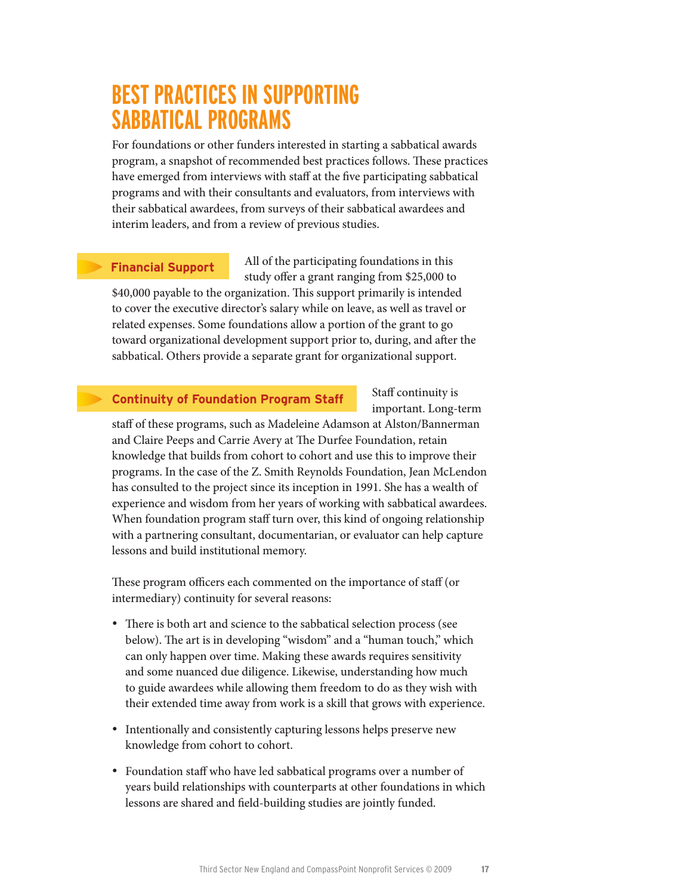# BEST PRACTICES IN SUPPORTING SABBATICAL PROGRAMS

For foundations or other funders interested in starting a sabbatical awards program, a snapshot of recommended best practices follows. These practices have emerged from interviews with staff at the five participating sabbatical programs and with their consultants and evaluators, from interviews with their sabbatical awardees, from surveys of their sabbatical awardees and interim leaders, and from a review of previous studies.

## Financial Support

All of the participating foundations in this study offer a grant ranging from $25,000 to $40,000 payable to the organization. This support primarily is intended to cover the executive director's salary while on leave, as well as travel or related expenses. Some foundations allow a portion of the grant to go toward organizational development support prior to, during, and after the sabbatical. Others provide a separate grant for organizational support.

## Continuity of Foundation Program Staff

Staff continuity is important. Long-term staff of these programs, such as Madeleine Adamson at Alston/Bannerman and Claire Peeps and Carrie Avery at The Durfee Foundation, retain knowledge that builds from cohort to cohort and use this to improve their programs. In the case of the Z. Smith Reynolds Foundation, Jean McLendon has consulted to the project since its inception in 1991. She has a wealth of experience and wisdom from her years of working with sabbatical awardees. When foundation program staff turn over, this kind of ongoing relationship with a partnering consultant, documentarian, or evaluator can help capture lessons and build institutional memory.

These program officers each commented on the importance of staff (or intermediary) continuity for several reasons:

- There is both art and science to the sabbatical selection process (see below). The art is in developing "wisdom" and a "human touch," which can only happen over time. Making these awards requires sensitivity and some nuanced due diligence. Likewise, understanding how much to guide awardees while allowing them freedom to do as they wish with their extended time away from work is a skill that grows with experience.
- Intentionally and consistently capturing lessons helps preserve new knowledge from cohort to cohort.
- Foundation staff who have led sabbatical programs over a number of years build relationships with counterparts at other foundations in which lessons are shared and field-building studies are jointly funded.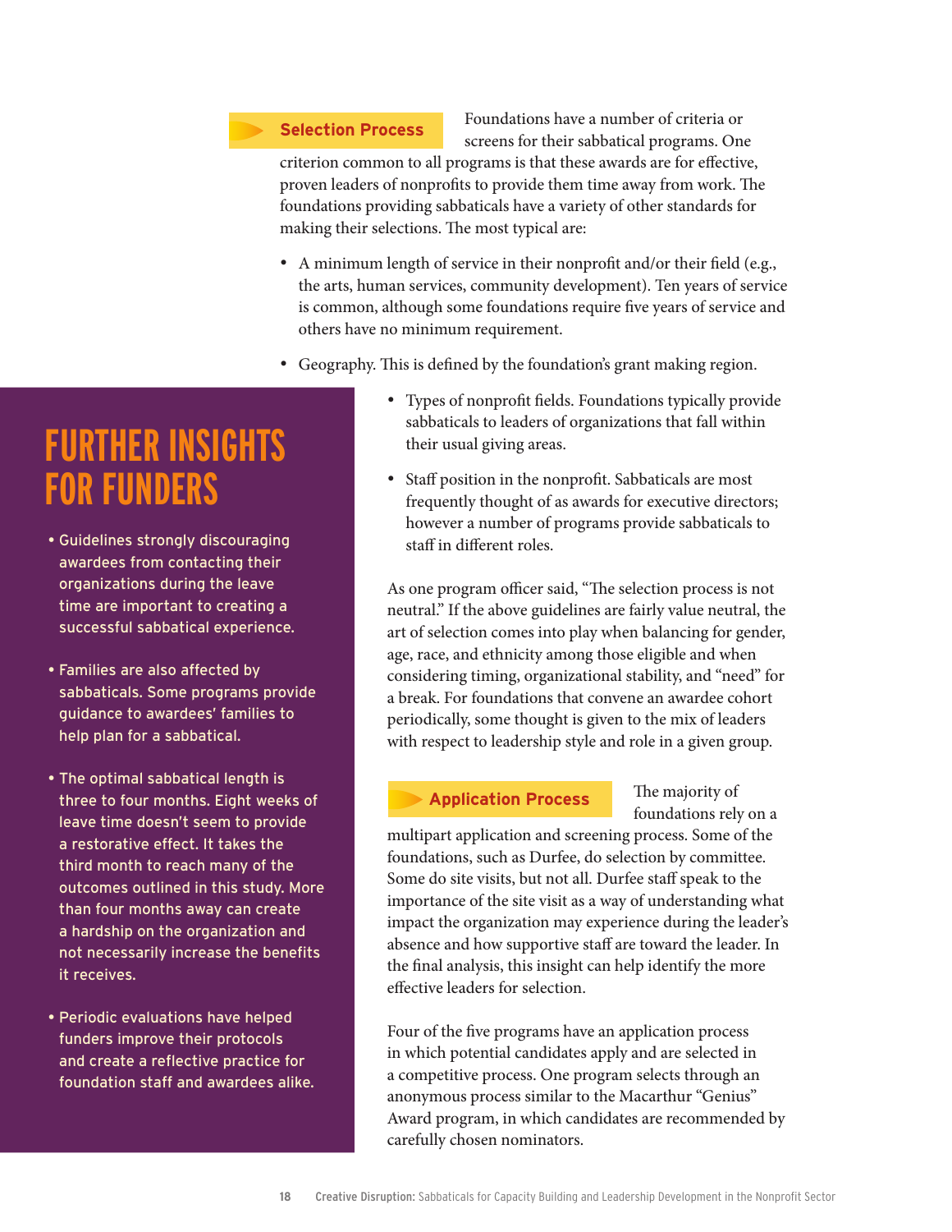## Selection Process

Foundations have a number of criteria or screens for their sabbatical programs. One criterion common to all programs is that these awards are for effective, proven leaders of nonprofits to provide them time away from work. The foundations providing sabbaticals have a variety of other standards for making their selections. The most typical are:

- A minimum length of service in their nonprofit and/or their field (e.g., the arts, human services, community development). Ten years of service is common, although some foundations require five years of service and others have no minimum requirement.
- Geography. This is defined by the foundation's grant making region.
- Types of nonprofit fields. Foundations typically provide sabbaticals to leaders of organizations that fall within their usual giving areas.
- Staff position in the nonprofit. Sabbaticals are most frequently thought of as awards for executive directors; however a number of programs provide sabbaticals to staff in different roles.

As one program officer said, "The selection process is not neutral." If the above guidelines are fairly value neutral, the art of selection comes into play when balancing for gender, age, race, and ethnicity among those eligible and when considering timing, organizational stability, and "need" for a break. For foundations that convene an awardee cohort periodically, some thought is given to the mix of leaders with respect to leadership style and role in a given group.

## Application Process

The majority of foundations rely on a multipart application and screening process. Some of the foundations, such as Durfee, do selection by committee. Some do site visits, but not all. Durfee staff speak to the importance of the site visit as a way of understanding what impact the organization may experience during the leader's absence and how supportive staff are toward the leader. In the final analysis, this insight can help identify the more effective leaders for selection.

Four of the five programs have an application process in which potential candidates apply and are selected in a competitive process. One program selects through an anonymous process similar to the Macarthur "Genius" Award program, in which candidates are recommended by carefully chosen nominators.

## FURTHER INSIGHTS FOR FUNDERS

- Guidelines strongly discouraging awardees from contacting their organizations during the leave time are important to creating a successful sabbatical experience.
- Families are also affected by sabbaticals. Some programs provide guidance to awardees' families to help plan for a sabbatical.
- The optimal sabbatical length is three to four months. Eight weeks of leave time doesn't seem to provide a restorative effect. It takes the third month to reach many of the outcomes outlined in this study. More than four months away can create a hardship on the organization and not necessarily increase the benefits it receives.
- Periodic evaluations have helped funders improve their protocols and create a reflective practice for foundation staff and awardees alike.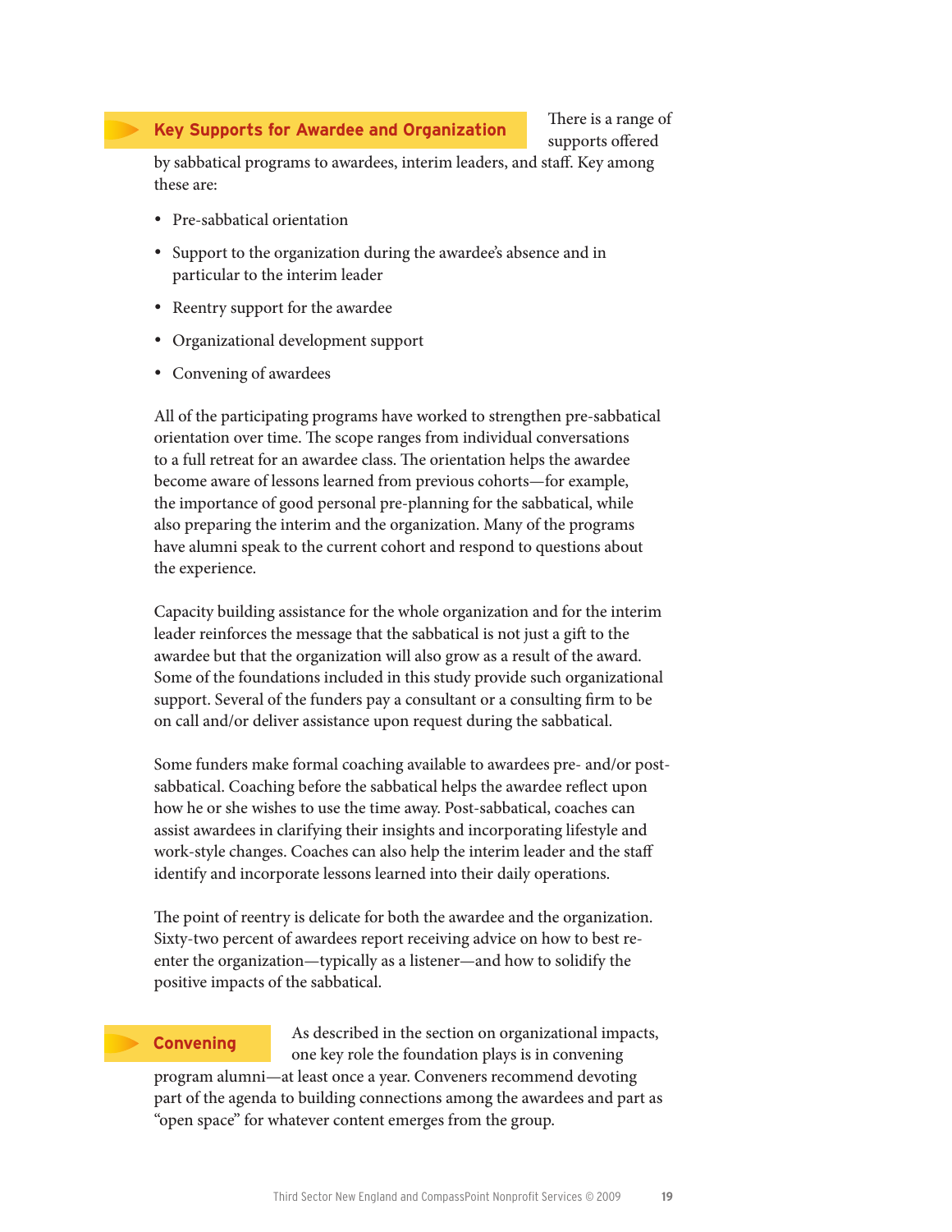## Key Supports for Awardee and Organization

There is a range of supports offered by sabbatical programs to awardees, interim leaders, and staff. Key among these are:

- Pre-sabbatical orientation
- Support to the organization during the awardee's absence and in particular to the interim leader
- Reentry support for the awardee
- Organizational development support
- Convening of awardees

All of the participating programs have worked to strengthen pre-sabbatical orientation over time. The scope ranges from individual conversations to a full retreat for an awardee class. The orientation helps the awardee become aware of lessons learned from previous cohorts—for example, the importance of good personal pre-planning for the sabbatical, while also preparing the interim and the organization. Many of the programs have alumni speak to the current cohort and respond to questions about the experience.

Capacity building assistance for the whole organization and for the interim leader reinforces the message that the sabbatical is not just a gift to the awardee but that the organization will also grow as a result of the award. Some of the foundations included in this study provide such organizational support. Several of the funders pay a consultant or a consulting firm to be on call and/or deliver assistance upon request during the sabbatical.

Some funders make formal coaching available to awardees pre- and/or post-sabbatical. Coaching before the sabbatical helps the awardee reflect upon how he or she wishes to use the time away. Post-sabbatical, coaches can assist awardees in clarifying their insights and incorporating lifestyle and work-style changes. Coaches can also help the interim leader and the staff identify and incorporate lessons learned into their daily operations.

The point of reentry is delicate for both the awardee and the organization. Sixty-two percent of awardees report receiving advice on how to best re-enter the organization—typically as a listener—and how to solidify the positive impacts of the sabbatical.

## Convening

As described in the section on organizational impacts, one key role the foundation plays is in convening program alumni—at least once a year. Conveners recommend devoting part of the agenda to building connections among the awardees and part as "open space" for whatever content emerges from the group.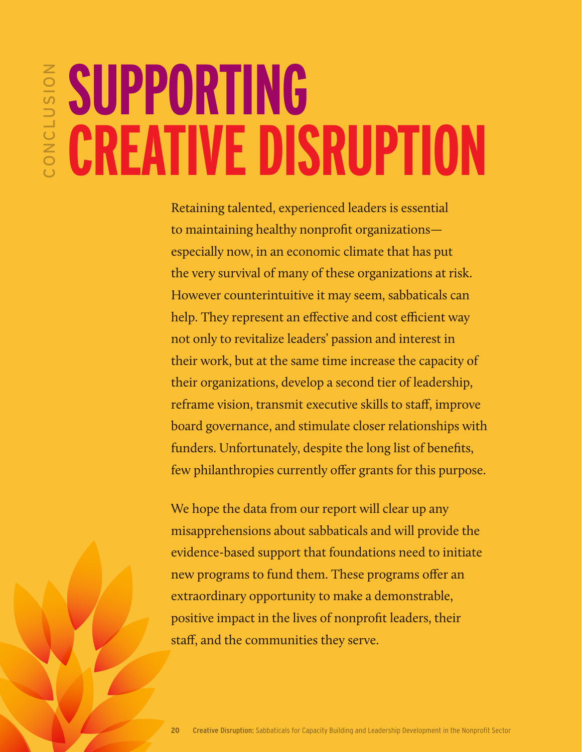CONCLUSION

# SUPPORTING CREATIVE DISRUPTION

Retaining talented, experienced leaders is essential to maintaining healthy nonprofit organizations—especially now, in an economic climate that has put the very survival of many of these organizations at risk. However counterintuitive it may seem, sabbaticals can help. They represent an effective and cost efficient way not only to revitalize leaders' passion and interest in their work, but at the same time increase the capacity of their organizations, develop a second tier of leadership, reframe vision, transmit executive skills to staff, improve board governance, and stimulate closer relationships with funders. Unfortunately, despite the long list of benefits, few philanthropies currently offer grants for this purpose.

We hope the data from our report will clear up any misapprehensions about sabbaticals and will provide the evidence-based support that foundations need to initiate new programs to fund them. These programs offer an extraordinary opportunity to make a demonstrable, positive impact in the lives of nonprofit leaders, their staff, and the communities they serve.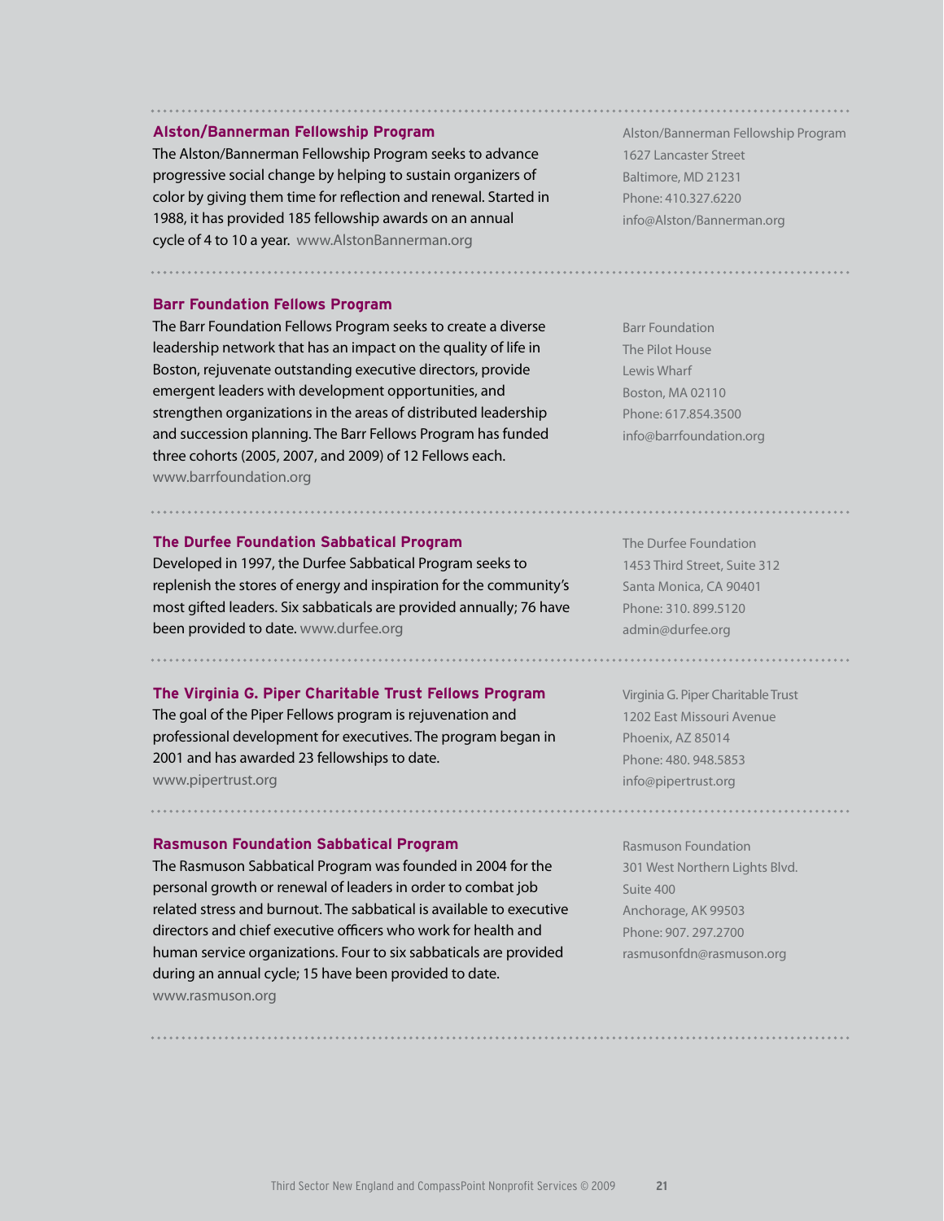### Alston/Bannerman Fellowship Program

The Alston/Bannerman Fellowship Program seeks to advance progressive social change by helping to sustain organizers of color by giving them time for reflection and renewal. Started in 1988, it has provided 185 fellowship awards on an annual cycle of 4 to 10 a year. www.AlstonBannerman.org

Alston/Bannerman Fellowship Program
1627 Lancaster Street
Baltimore, MD 21231
Phone: 410.327.6220
info@Alston/Bannerman.org

### Barr Foundation Fellows Program

The Barr Foundation Fellows Program seeks to create a diverse leadership network that has an impact on the quality of life in Boston, rejuvenate outstanding executive directors, provide emergent leaders with development opportunities, and strengthen organizations in the areas of distributed leadership and succession planning. The Barr Fellows Program has funded three cohorts (2005, 2007, and 2009) of 12 Fellows each. www.barrfoundation.org

Barr Foundation
The Pilot House
Lewis Wharf
Boston, MA 02110
Phone: 617.854.3500
info@barrfoundation.org

### The Durfee Foundation Sabbatical Program

Developed in 1997, the Durfee Sabbatical Program seeks to replenish the stores of energy and inspiration for the community's most gifted leaders. Six sabbaticals are provided annually; 76 have been provided to date. www.durfee.org

The Durfee Foundation
1453 Third Street, Suite 312
Santa Monica, CA 90401
Phone: 310. 899.5120
admin@durfee.org

### The Virginia G. Piper Charitable Trust Fellows Program

The goal of the Piper Fellows program is rejuvenation and professional development for executives. The program began in 2001 and has awarded 23 fellowships to date. www.pipertrust.org

Virginia G. Piper Charitable Trust
1202 East Missouri Avenue
Phoenix, AZ 85014
Phone: 480. 948.5853
info@pipertrust.org

### Rasmuson Foundation Sabbatical Program

The Rasmuson Sabbatical Program was founded in 2004 for the personal growth or renewal of leaders in order to combat job related stress and burnout. The sabbatical is available to executive directors and chief executive officers who work for health and human service organizations. Four to six sabbaticals are provided during an annual cycle; 15 have been provided to date. www.rasmuson.org

Rasmuson Foundation
301 West Northern Lights Blvd.
Suite 400
Anchorage, AK 99503
Phone: 907. 297.2700
rasmusonfdn@rasmuson.org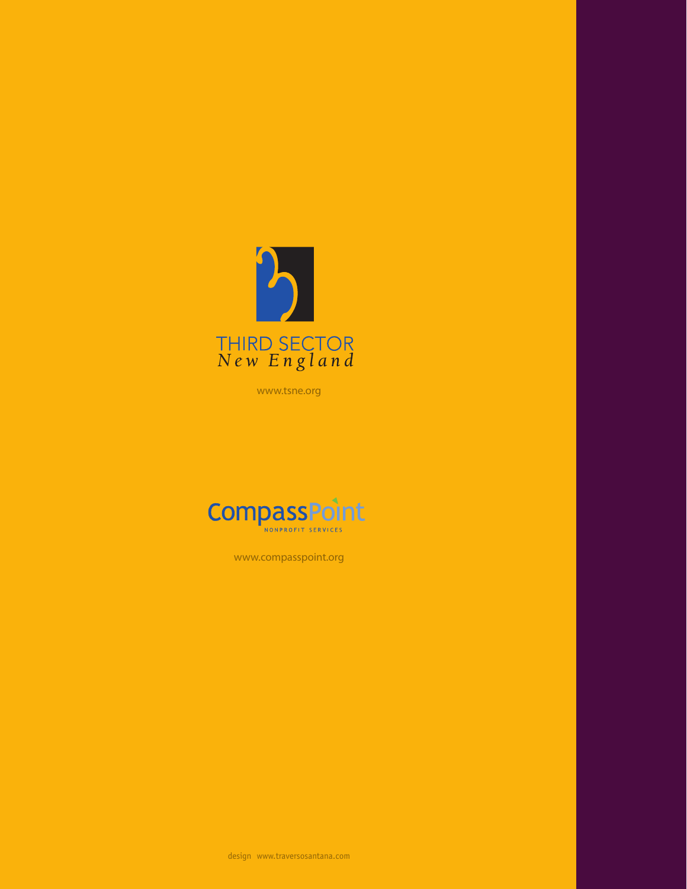THIRD SECTOR
*New England*

www.tsne.org

CompassPoint
NONPROFIT SERVICES

www.compasspoint.org

design www.traversosantana.com